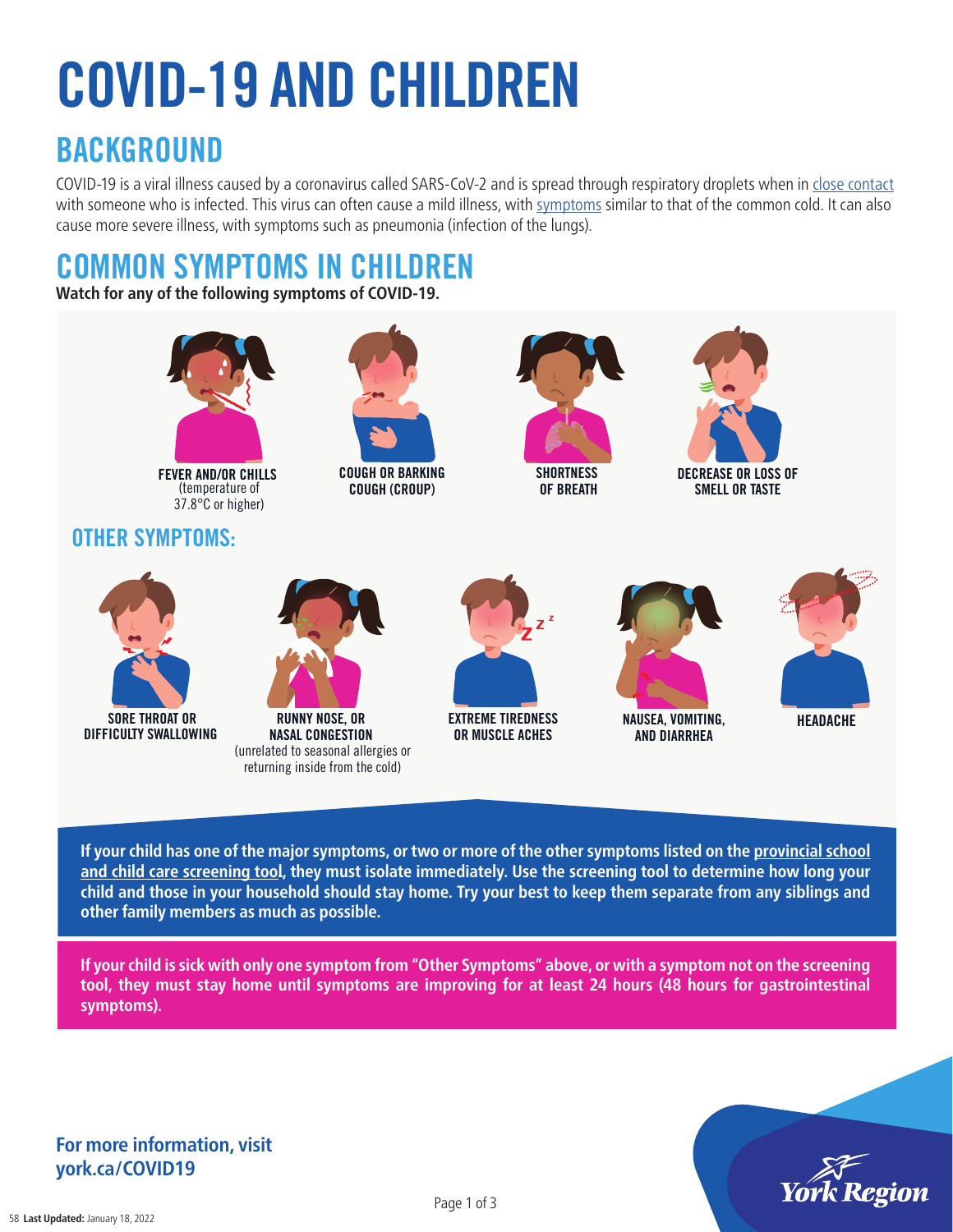# COVID-19 AND CHILDREN

## BACKGROUND

COVID-19 is a viral illness caused by a coronavirus called SARS-CoV-2 and is spread through respiratory droplets when in close contact with someone who is infected. This virus can often cause a mild illness, with symptoms similar to that of the common cold. It can also cause more severe illness, with symptoms such as pneumonia (infection of the lungs).

## COMMON SYMPTOMS IN CHILDREN

**Watch for any of the following symptoms of COVID-19.**

- **FEVER AND/OR CHILLS** (temperature of 37.8°C or higher)
- **COUGH OR BARKING COUGH (CROUP)**
- **SHORTNESS OF BREATH**
- **DECREASE OR LOSS OF SMELL OR TASTE**

### OTHER SYMPTOMS:

- **SORE THROAT OR DIFFICULTY SWALLOWING**
- **RUNNY NOSE, OR NASAL CONGESTION** (unrelated to seasonal allergies or returning inside from the cold)
- **EXTREME TIREDNESS OR MUSCLE ACHES**
- **NAUSEA, VOMITING, AND DIARRHEA**
- **HEADACHE**

**If your child has one of the major symptoms, or two or more of the other symptoms listed on the provincial school and child care screening tool, they must isolate immediately. Use the screening tool to determine how long your child and those in your household should stay home. Try your best to keep them separate from any siblings and other family members as much as possible.**

**If your child is sick with only one symptom from "Other Symptoms" above, or with a symptom not on the screening tool, they must stay home until symptoms are improving for at least 24 hours (48 hours for gastrointestinal symptoms).**

**For more information, visit york.ca/COVID19**

**Last Updated:** January 18, 2022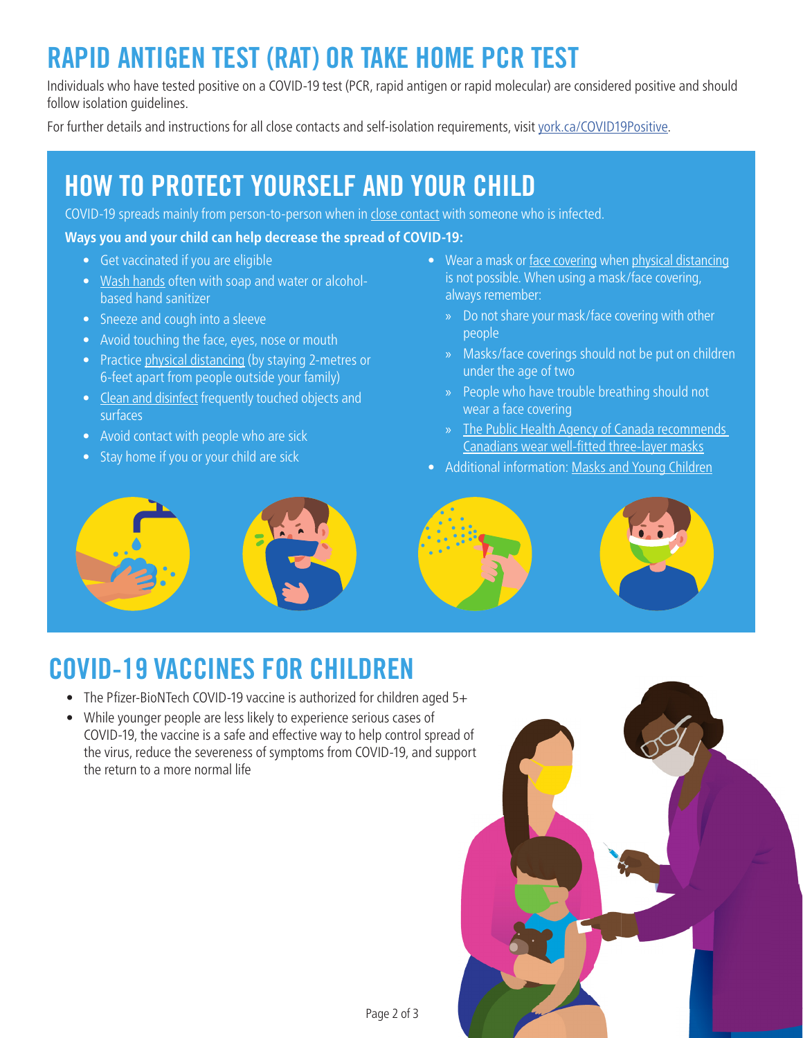# RAPID ANTIGEN TEST (RAT) OR TAKE HOME PCR TEST

Individuals who have tested positive on a COVID-19 test (PCR, rapid antigen or rapid molecular) are considered positive and should follow isolation guidelines.

For further details and instructions for all close contacts and self-isolation requirements, visit york.ca/COVID19Positive.

## HOW TO PROTECT YOURSELF AND YOUR CHILD

COVID-19 spreads mainly from person-to-person when in close contact with someone who is infected.

**Ways you and your child can help decrease the spread of COVID-19:**

- Get vaccinated if you are eligible
- Wash hands often with soap and water or alcohol-based hand sanitizer
- Sneeze and cough into a sleeve
- Avoid touching the face, eyes, nose or mouth
- Practice physical distancing (by staying 2-metres or 6-feet apart from people outside your family)
- Clean and disinfect frequently touched objects and surfaces
- Avoid contact with people who are sick
- Stay home if you or your child are sick
- Wear a mask or face covering when physical distancing is not possible. When using a mask/face covering, always remember:
  - Do not share your mask/face covering with other people
  - Masks/face coverings should not be put on children under the age of two
  - People who have trouble breathing should not wear a face covering
  - The Public Health Agency of Canada recommends Canadians wear well-fitted three-layer masks
- Additional information: Masks and Young Children

# COVID-19 VACCINES FOR CHILDREN

- The Pfizer-BioNTech COVID-19 vaccine is authorized for children aged 5+
- While younger people are less likely to experience serious cases of COVID-19, the vaccine is a safe and effective way to help control spread of the virus, reduce the severeness of symptoms from COVID-19, and support the return to a more normal life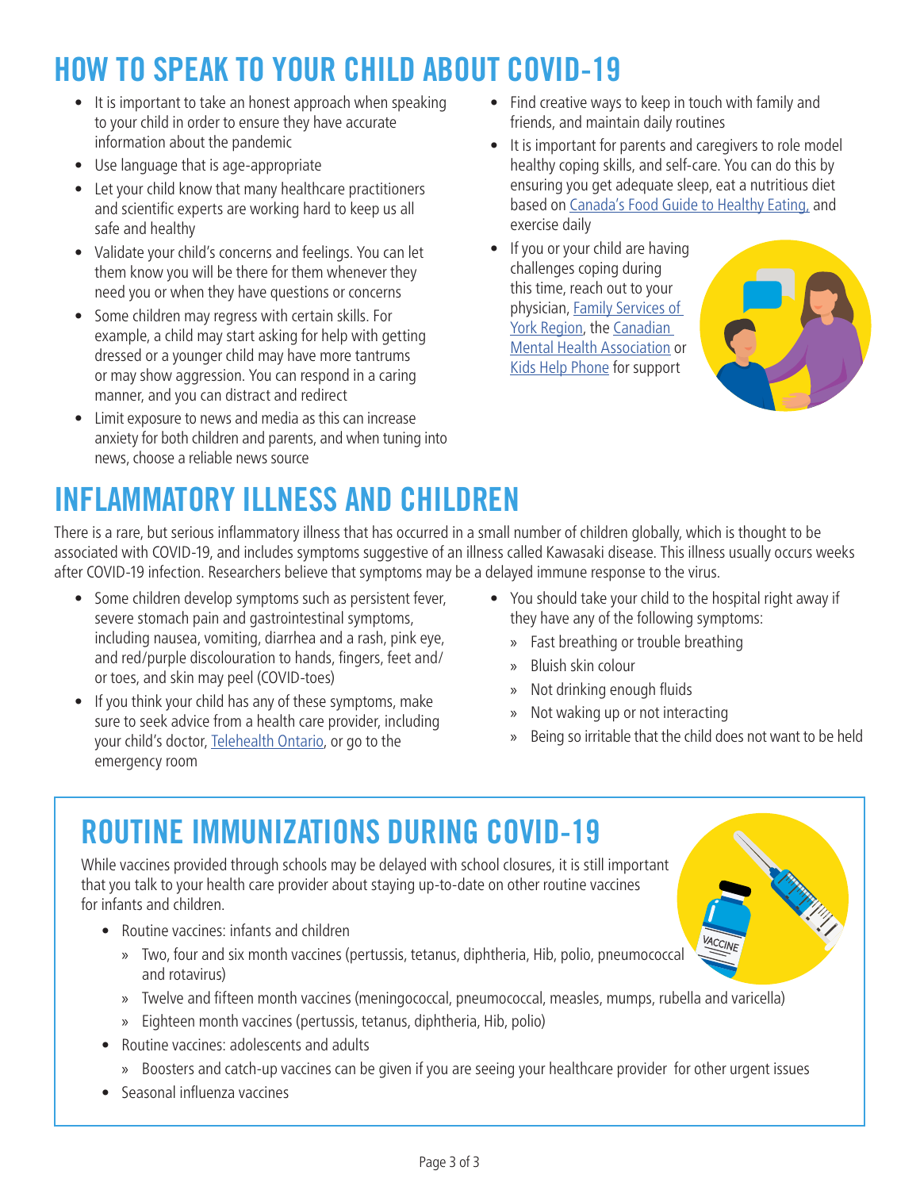# HOW TO SPEAK TO YOUR CHILD ABOUT COVID-19

- It is important to take an honest approach when speaking to your child in order to ensure they have accurate information about the pandemic
- Use language that is age-appropriate
- Let your child know that many healthcare practitioners and scientific experts are working hard to keep us all safe and healthy
- Validate your child's concerns and feelings. You can let them know you will be there for them whenever they need you or when they have questions or concerns
- Some children may regress with certain skills. For example, a child may start asking for help with getting dressed or a younger child may have more tantrums or may show aggression. You can respond in a caring manner, and you can distract and redirect
- Limit exposure to news and media as this can increase anxiety for both children and parents, and when tuning into news, choose a reliable news source
- Find creative ways to keep in touch with family and friends, and maintain daily routines
- It is important for parents and caregivers to role model healthy coping skills, and self-care. You can do this by ensuring you get adequate sleep, eat a nutritious diet based on Canada's Food Guide to Healthy Eating, and exercise daily
- If you or your child are having challenges coping during this time, reach out to your physician, Family Services of York Region, the Canadian Mental Health Association or Kids Help Phone for support

# INFLAMMATORY ILLNESS AND CHILDREN

There is a rare, but serious inflammatory illness that has occurred in a small number of children globally, which is thought to be associated with COVID-19, and includes symptoms suggestive of an illness called Kawasaki disease. This illness usually occurs weeks after COVID-19 infection. Researchers believe that symptoms may be a delayed immune response to the virus.

- Some children develop symptoms such as persistent fever, severe stomach pain and gastrointestinal symptoms, including nausea, vomiting, diarrhea and a rash, pink eye, and red/purple discolouration to hands, fingers, feet and/or toes, and skin may peel (COVID-toes)
- If you think your child has any of these symptoms, make sure to seek advice from a health care provider, including your child's doctor, Telehealth Ontario, or go to the emergency room
- You should take your child to the hospital right away if they have any of the following symptoms:
  - Fast breathing or trouble breathing
  - Bluish skin colour
  - Not drinking enough fluids
  - Not waking up or not interacting
  - Being so irritable that the child does not want to be held

# ROUTINE IMMUNIZATIONS DURING COVID-19

While vaccines provided through schools may be delayed with school closures, it is still important that you talk to your health care provider about staying up-to-date on other routine vaccines for infants and children.

- Routine vaccines: infants and children
  - Two, four and six month vaccines (pertussis, tetanus, diphtheria, Hib, polio, pneumococcal and rotavirus)
  - Twelve and fifteen month vaccines (meningococcal, pneumococcal, measles, mumps, rubella and varicella)
  - Eighteen month vaccines (pertussis, tetanus, diphtheria, Hib, polio)
- Routine vaccines: adolescents and adults
  - Boosters and catch-up vaccines can be given if you are seeing your healthcare provider for other urgent issues
- Seasonal influenza vaccines